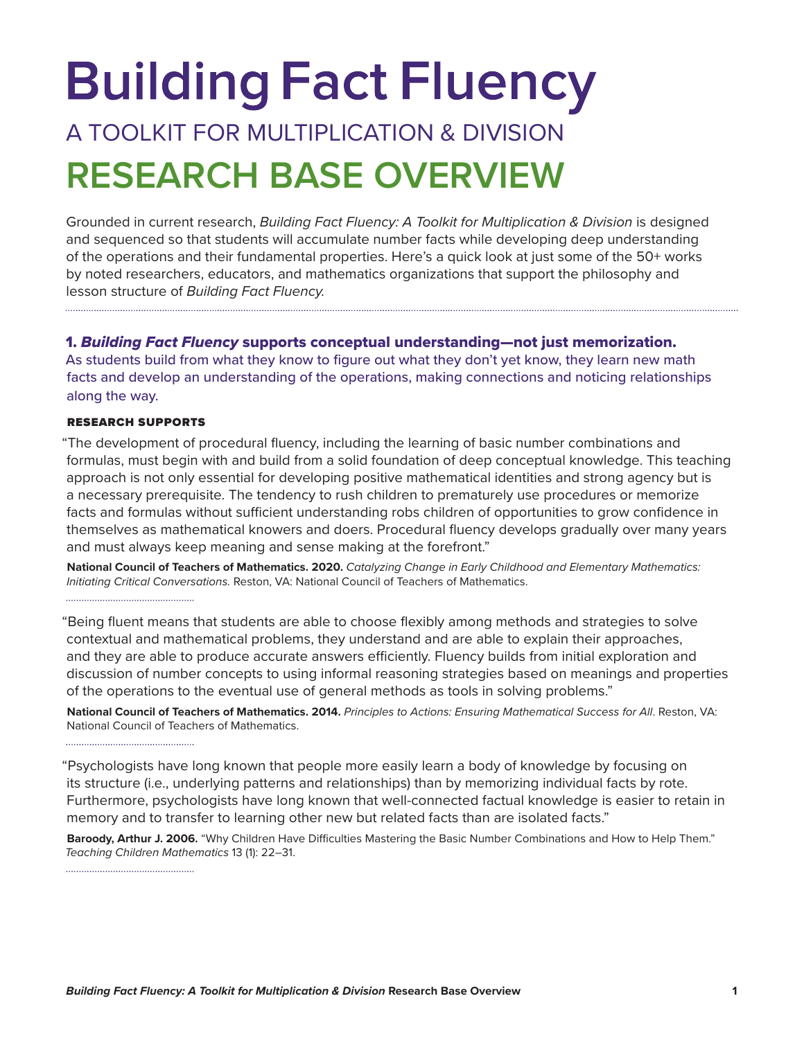# Building Fact Fluency

## A TOOLKIT FOR MULTIPLICATION & DIVISION

## RESEARCH BASE OVERVIEW

Grounded in current research, *Building Fact Fluency: A Toolkit for Multiplication & Division* is designed and sequenced so that students will accumulate number facts while developing deep understanding of the operations and their fundamental properties. Here's a quick look at just some of the 50+ works by noted researchers, educators, and mathematics organizations that support the philosophy and lesson structure of *Building Fact Fluency.*

---

### 1. *Building Fact Fluency* supports conceptual understanding—not just memorization.

As students build from what they know to figure out what they don't yet know, they learn new math facts and develop an understanding of the operations, making connections and noticing relationships along the way.

#### RESEARCH SUPPORTS

"The development of procedural fluency, including the learning of basic number combinations and formulas, must begin with and build from a solid foundation of deep conceptual knowledge. This teaching approach is not only essential for developing positive mathematical identities and strong agency but is a necessary prerequisite. The tendency to rush children to prematurely use procedures or memorize facts and formulas without sufficient understanding robs children of opportunities to grow confidence in themselves as mathematical knowers and doers. Procedural fluency develops gradually over many years and must always keep meaning and sense making at the forefront."

**National Council of Teachers of Mathematics. 2020.** *Catalyzing Change in Early Childhood and Elementary Mathematics: Initiating Critical Conversations.* Reston, VA: National Council of Teachers of Mathematics.

---

"Being fluent means that students are able to choose flexibly among methods and strategies to solve contextual and mathematical problems, they understand and are able to explain their approaches, and they are able to produce accurate answers efficiently. Fluency builds from initial exploration and discussion of number concepts to using informal reasoning strategies based on meanings and properties of the operations to the eventual use of general methods as tools in solving problems."

**National Council of Teachers of Mathematics. 2014.** *Principles to Actions: Ensuring Mathematical Success for All*. Reston, VA: National Council of Teachers of Mathematics.

---

"Psychologists have long known that people more easily learn a body of knowledge by focusing on its structure (i.e., underlying patterns and relationships) than by memorizing individual facts by rote. Furthermore, psychologists have long known that well-connected factual knowledge is easier to retain in memory and to transfer to learning other new but related facts than are isolated facts."

**Baroody, Arthur J. 2006.** "Why Children Have Difficulties Mastering the Basic Number Combinations and How to Help Them." *Teaching Children Mathematics* 13 (1): 22–31.

---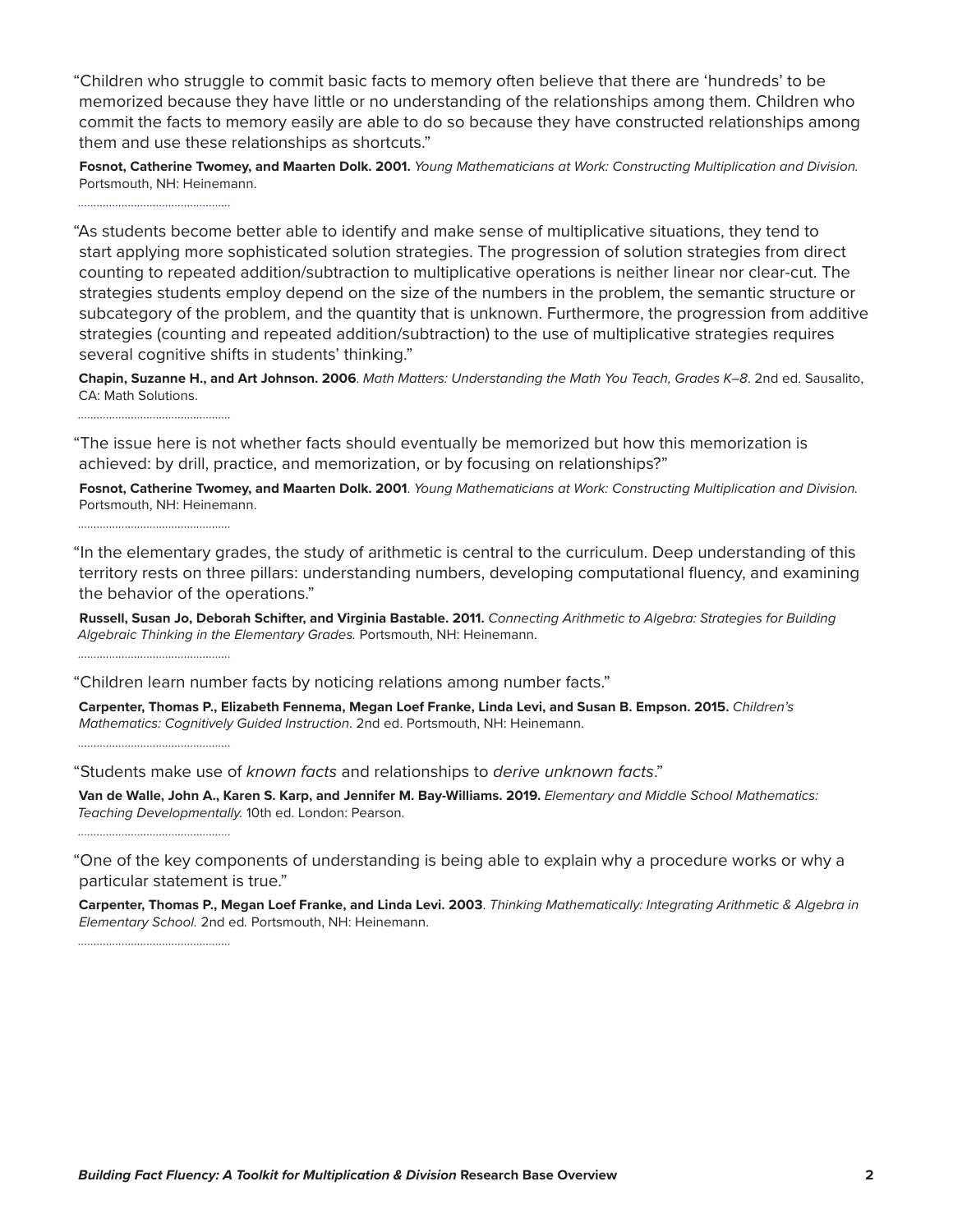"Children who struggle to commit basic facts to memory often believe that there are 'hundreds' to be memorized because they have little or no understanding of the relationships among them. Children who commit the facts to memory easily are able to do so because they have constructed relationships among them and use these relationships as shortcuts."

**Fosnot, Catherine Twomey, and Maarten Dolk. 2001.** *Young Mathematicians at Work: Constructing Multiplication and Division.* Portsmouth, NH: Heinemann.

"As students become better able to identify and make sense of multiplicative situations, they tend to start applying more sophisticated solution strategies. The progression of solution strategies from direct counting to repeated addition/subtraction to multiplicative operations is neither linear nor clear-cut. The strategies students employ depend on the size of the numbers in the problem, the semantic structure or subcategory of the problem, and the quantity that is unknown. Furthermore, the progression from additive strategies (counting and repeated addition/subtraction) to the use of multiplicative strategies requires several cognitive shifts in students' thinking."

**Chapin, Suzanne H., and Art Johnson. 2006**. *Math Matters: Understanding the Math You Teach, Grades K–8*. 2nd ed. Sausalito, CA: Math Solutions.

"The issue here is not whether facts should eventually be memorized but how this memorization is achieved: by drill, practice, and memorization, or by focusing on relationships?"

**Fosnot, Catherine Twomey, and Maarten Dolk. 2001**. *Young Mathematicians at Work: Constructing Multiplication and Division.* Portsmouth, NH: Heinemann.

"In the elementary grades, the study of arithmetic is central to the curriculum. Deep understanding of this territory rests on three pillars: understanding numbers, developing computational fluency, and examining the behavior of the operations."

**Russell, Susan Jo, Deborah Schifter, and Virginia Bastable. 2011.** *Connecting Arithmetic to Algebra: Strategies for Building Algebraic Thinking in the Elementary Grades.* Portsmouth, NH: Heinemann.

"Children learn number facts by noticing relations among number facts."

**Carpenter, Thomas P., Elizabeth Fennema, Megan Loef Franke, Linda Levi, and Susan B. Empson. 2015.** *Children's Mathematics: Cognitively Guided Instruction*. 2nd ed. Portsmouth, NH: Heinemann.

"Students make use of *known facts* and relationships to *derive unknown facts*."

**Van de Walle, John A., Karen S. Karp, and Jennifer M. Bay-Williams. 2019.** *Elementary and Middle School Mathematics: Teaching Developmentally.* 10th ed. London: Pearson.

"One of the key components of understanding is being able to explain why a procedure works or why a particular statement is true."

**Carpenter, Thomas P., Megan Loef Franke, and Linda Levi. 2003**. *Thinking Mathematically: Integrating Arithmetic & Algebra in Elementary School.* 2nd ed*.* Portsmouth, NH: Heinemann.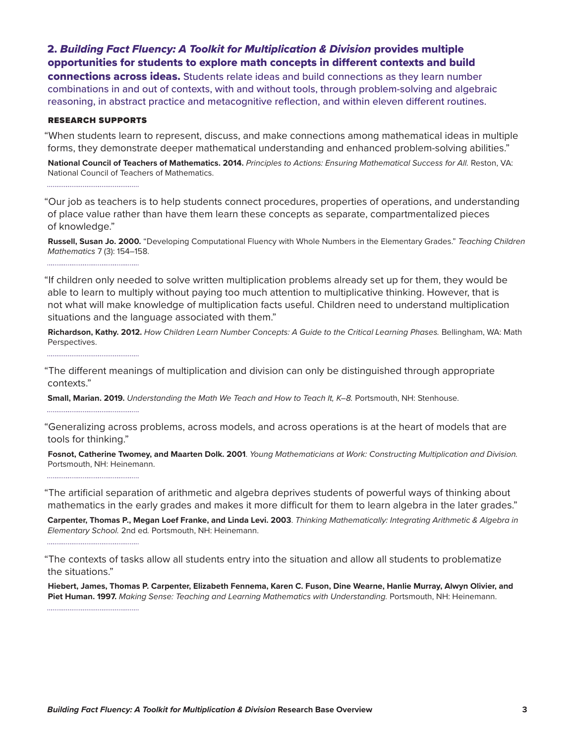## 2. *Building Fact Fluency: A Toolkit for Multiplication & Division* provides multiple opportunities for students to explore math concepts in different contexts and build connections across ideas.

Students relate ideas and build connections as they learn number combinations in and out of contexts, with and without tools, through problem-solving and algebraic reasoning, in abstract practice and metacognitive reflection, and within eleven different routines.

### RESEARCH SUPPORTS

"When students learn to represent, discuss, and make connections among mathematical ideas in multiple forms, they demonstrate deeper mathematical understanding and enhanced problem-solving abilities."

**National Council of Teachers of Mathematics. 2014.** *Principles to Actions: Ensuring Mathematical Success for All.* Reston, VA: National Council of Teachers of Mathematics.

"Our job as teachers is to help students connect procedures, properties of operations, and understanding of place value rather than have them learn these concepts as separate, compartmentalized pieces of knowledge."

**Russell, Susan Jo. 2000.** "Developing Computational Fluency with Whole Numbers in the Elementary Grades." *Teaching Children Mathematics* 7 (3): 154–158.

"If children only needed to solve written multiplication problems already set up for them, they would be able to learn to multiply without paying too much attention to multiplicative thinking. However, that is not what will make knowledge of multiplication facts useful. Children need to understand multiplication situations and the language associated with them."

**Richardson, Kathy. 2012.** *How Children Learn Number Concepts: A Guide to the Critical Learning Phases.* Bellingham, WA: Math Perspectives.

"The different meanings of multiplication and division can only be distinguished through appropriate contexts."

**Small, Marian. 2019.** *Understanding the Math We Teach and How to Teach It, K–8.* Portsmouth, NH: Stenhouse.

"Generalizing across problems, across models, and across operations is at the heart of models that are tools for thinking."

**Fosnot, Catherine Twomey, and Maarten Dolk. 2001**. *Young Mathematicians at Work: Constructing Multiplication and Division.* Portsmouth, NH: Heinemann.

"The artificial separation of arithmetic and algebra deprives students of powerful ways of thinking about mathematics in the early grades and makes it more difficult for them to learn algebra in the later grades."

**Carpenter, Thomas P., Megan Loef Franke, and Linda Levi. 2003**. *Thinking Mathematically: Integrating Arithmetic & Algebra in Elementary School.* 2nd ed*.* Portsmouth, NH: Heinemann.

"The contexts of tasks allow all students entry into the situation and allow all students to problematize the situations."

**Hiebert, James, Thomas P. Carpenter, Elizabeth Fennema, Karen C. Fuson, Dine Wearne, Hanlie Murray, Alwyn Olivier, and Piet Human. 1997.** *Making Sense: Teaching and Learning Mathematics with Understanding.* Portsmouth, NH: Heinemann.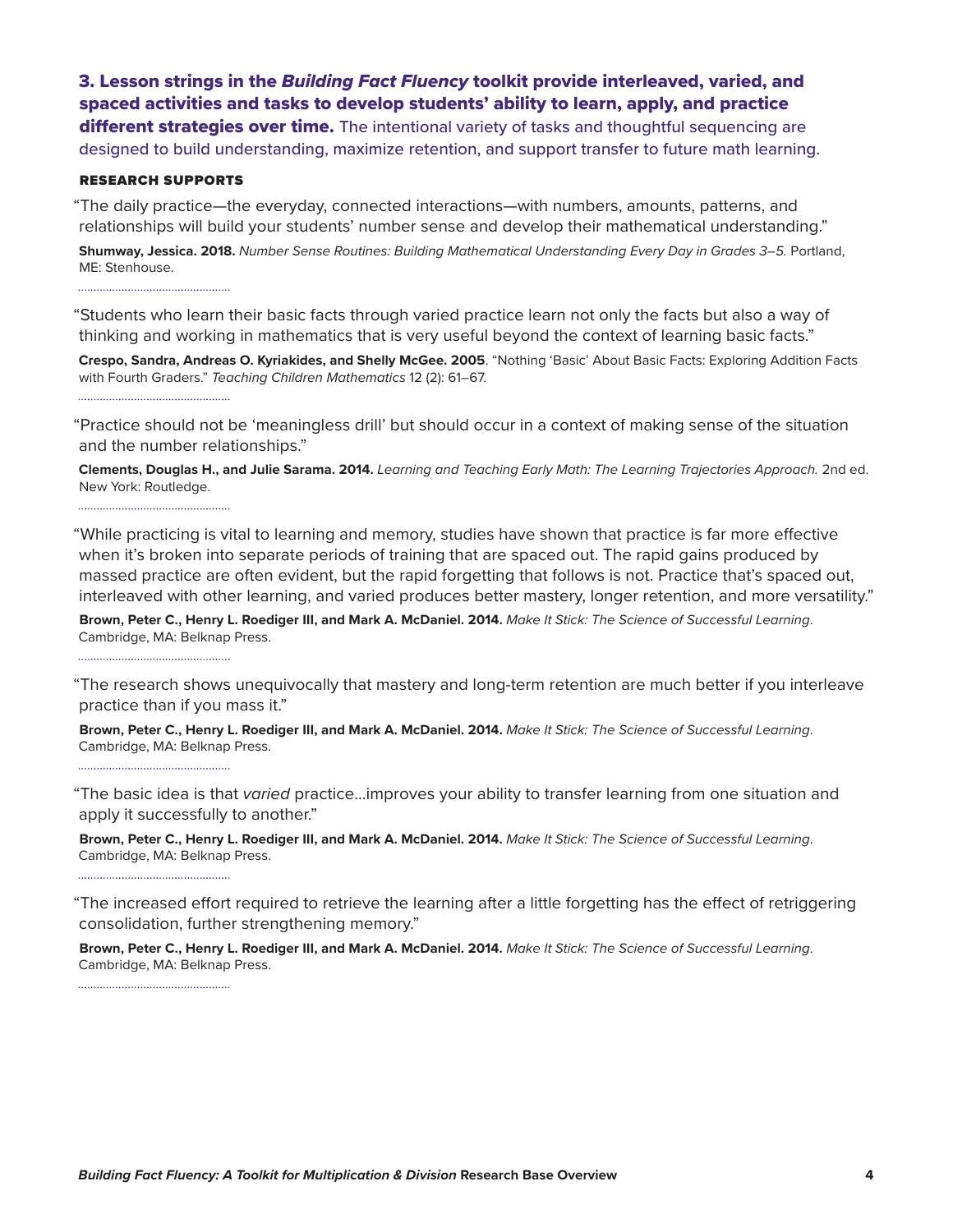**3. Lesson strings in the *Building Fact Fluency* toolkit provide interleaved, varied, and spaced activities and tasks to develop students' ability to learn, apply, and practice different strategies over time.** The intentional variety of tasks and thoughtful sequencing are designed to build understanding, maximize retention, and support transfer to future math learning.

#### RESEARCH SUPPORTS

"The daily practice—the everyday, connected interactions—with numbers, amounts, patterns, and relationships will build your students' number sense and develop their mathematical understanding."

**Shumway, Jessica. 2018.** *Number Sense Routines: Building Mathematical Understanding Every Day in Grades 3–5.* Portland, ME: Stenhouse.

"Students who learn their basic facts through varied practice learn not only the facts but also a way of thinking and working in mathematics that is very useful beyond the context of learning basic facts."

**Crespo, Sandra, Andreas O. Kyriakides, and Shelly McGee. 2005**. "Nothing 'Basic' About Basic Facts: Exploring Addition Facts with Fourth Graders." *Teaching Children Mathematics* 12 (2): 61–67.

"Practice should not be 'meaningless drill' but should occur in a context of making sense of the situation and the number relationships."

**Clements, Douglas H., and Julie Sarama. 2014.** *Learning and Teaching Early Math: The Learning Trajectories Approach.* 2nd ed. New York: Routledge.

"While practicing is vital to learning and memory, studies have shown that practice is far more effective when it's broken into separate periods of training that are spaced out. The rapid gains produced by massed practice are often evident, but the rapid forgetting that follows is not. Practice that's spaced out, interleaved with other learning, and varied produces better mastery, longer retention, and more versatility."

**Brown, Peter C., Henry L. Roediger III, and Mark A. McDaniel. 2014.** *Make It Stick: The Science of Successful Learning*. Cambridge, MA: Belknap Press.

"The research shows unequivocally that mastery and long-term retention are much better if you interleave practice than if you mass it."

**Brown, Peter C., Henry L. Roediger III, and Mark A. McDaniel. 2014.** *Make It Stick: The Science of Successful Learning*. Cambridge, MA: Belknap Press.

"The basic idea is that *varied* practice...improves your ability to transfer learning from one situation and apply it successfully to another."

**Brown, Peter C., Henry L. Roediger III, and Mark A. McDaniel. 2014.** *Make It Stick: The Science of Successful Learning*. Cambridge, MA: Belknap Press.

"The increased effort required to retrieve the learning after a little forgetting has the effect of retriggering consolidation, further strengthening memory."

**Brown, Peter C., Henry L. Roediger III, and Mark A. McDaniel. 2014.** *Make It Stick: The Science of Successful Learning*. Cambridge, MA: Belknap Press.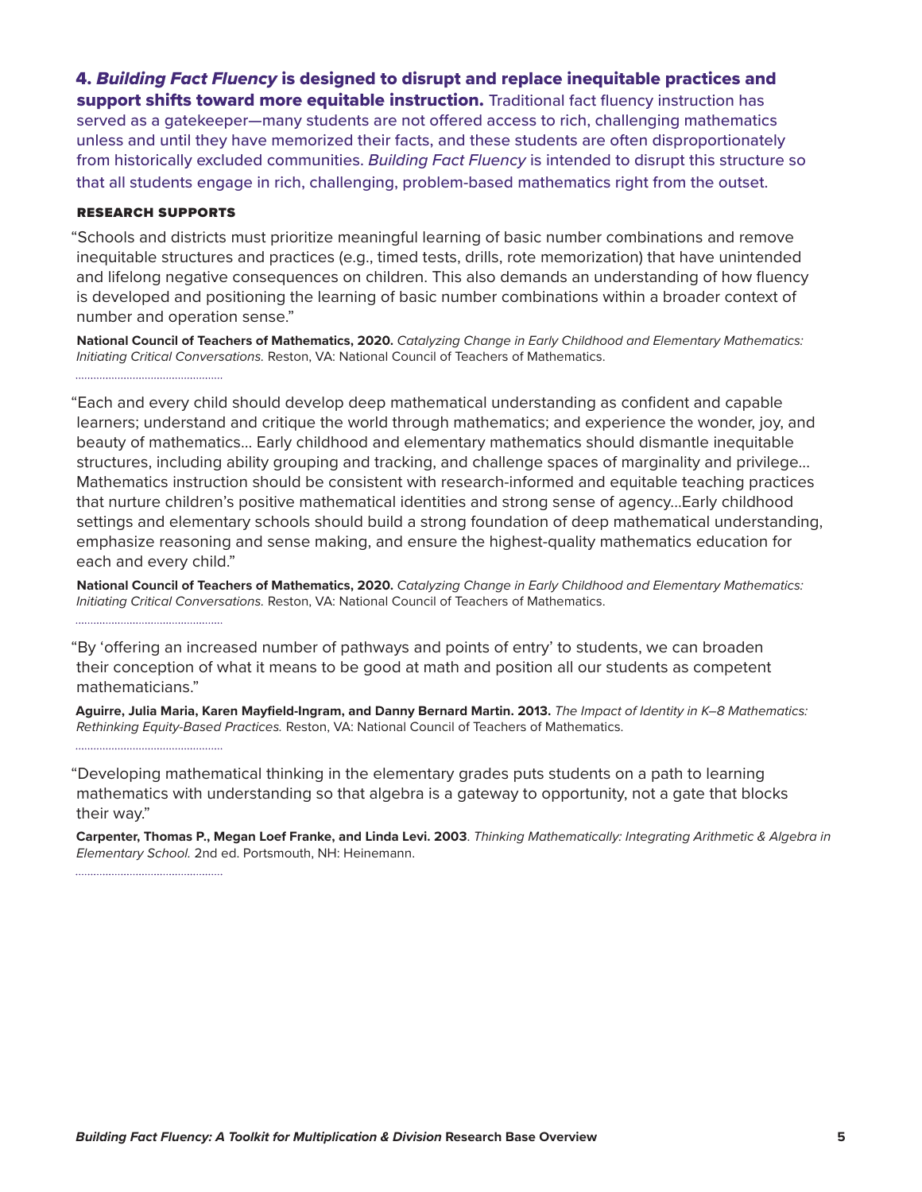**4. *Building Fact Fluency* is designed to disrupt and replace inequitable practices and support shifts toward more equitable instruction.** Traditional fact fluency instruction has served as a gatekeeper—many students are not offered access to rich, challenging mathematics unless and until they have memorized their facts, and these students are often disproportionately from historically excluded communities. *Building Fact Fluency* is intended to disrupt this structure so that all students engage in rich, challenging, problem-based mathematics right from the outset.

#### RESEARCH SUPPORTS

"Schools and districts must prioritize meaningful learning of basic number combinations and remove inequitable structures and practices (e.g., timed tests, drills, rote memorization) that have unintended and lifelong negative consequences on children. This also demands an understanding of how fluency is developed and positioning the learning of basic number combinations within a broader context of number and operation sense."

**National Council of Teachers of Mathematics, 2020.** *Catalyzing Change in Early Childhood and Elementary Mathematics: Initiating Critical Conversations.* Reston, VA: National Council of Teachers of Mathematics.

"Each and every child should develop deep mathematical understanding as confident and capable learners; understand and critique the world through mathematics; and experience the wonder, joy, and beauty of mathematics... Early childhood and elementary mathematics should dismantle inequitable structures, including ability grouping and tracking, and challenge spaces of marginality and privilege... Mathematics instruction should be consistent with research-informed and equitable teaching practices that nurture children's positive mathematical identities and strong sense of agency...Early childhood settings and elementary schools should build a strong foundation of deep mathematical understanding, emphasize reasoning and sense making, and ensure the highest-quality mathematics education for each and every child."

**National Council of Teachers of Mathematics, 2020.** *Catalyzing Change in Early Childhood and Elementary Mathematics: Initiating Critical Conversations.* Reston, VA: National Council of Teachers of Mathematics.

"By 'offering an increased number of pathways and points of entry' to students, we can broaden their conception of what it means to be good at math and position all our students as competent mathematicians."

**Aguirre, Julia Maria, Karen Mayfield-Ingram, and Danny Bernard Martin. 2013.** *The Impact of Identity in K–8 Mathematics: Rethinking Equity-Based Practices.* Reston, VA: National Council of Teachers of Mathematics.

"Developing mathematical thinking in the elementary grades puts students on a path to learning mathematics with understanding so that algebra is a gateway to opportunity, not a gate that blocks their way."

**Carpenter, Thomas P., Megan Loef Franke, and Linda Levi. 2003**. *Thinking Mathematically: Integrating Arithmetic & Algebra in Elementary School.* 2nd ed. Portsmouth, NH: Heinemann.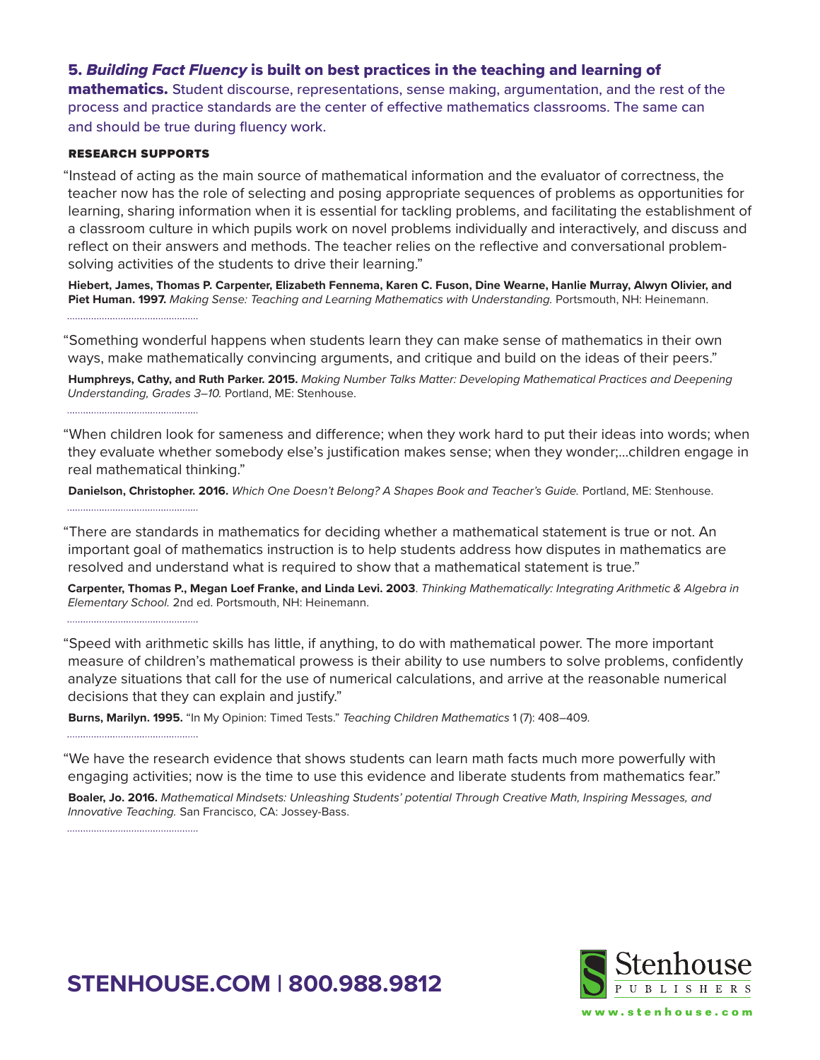**5. *Building Fact Fluency* is built on best practices in the teaching and learning of mathematics.** Student discourse, representations, sense making, argumentation, and the rest of the process and practice standards are the center of effective mathematics classrooms. The same can and should be true during fluency work.

#### RESEARCH SUPPORTS

"Instead of acting as the main source of mathematical information and the evaluator of correctness, the teacher now has the role of selecting and posing appropriate sequences of problems as opportunities for learning, sharing information when it is essential for tackling problems, and facilitating the establishment of a classroom culture in which pupils work on novel problems individually and interactively, and discuss and reflect on their answers and methods. The teacher relies on the reflective and conversational problem-solving activities of the students to drive their learning."

**Hiebert, James, Thomas P. Carpenter, Elizabeth Fennema, Karen C. Fuson, Dine Wearne, Hanlie Murray, Alwyn Olivier, and Piet Human. 1997.** *Making Sense: Teaching and Learning Mathematics with Understanding.* Portsmouth, NH: Heinemann.

"Something wonderful happens when students learn they can make sense of mathematics in their own ways, make mathematically convincing arguments, and critique and build on the ideas of their peers."

**Humphreys, Cathy, and Ruth Parker. 2015.** *Making Number Talks Matter: Developing Mathematical Practices and Deepening Understanding, Grades 3–10.* Portland, ME: Stenhouse.

"When children look for sameness and difference; when they work hard to put their ideas into words; when they evaluate whether somebody else's justification makes sense; when they wonder;...children engage in real mathematical thinking."

**Danielson, Christopher. 2016.** *Which One Doesn't Belong? A Shapes Book and Teacher's Guide.* Portland, ME: Stenhouse.

"There are standards in mathematics for deciding whether a mathematical statement is true or not. An important goal of mathematics instruction is to help students address how disputes in mathematics are resolved and understand what is required to show that a mathematical statement is true."

**Carpenter, Thomas P., Megan Loef Franke, and Linda Levi. 2003**. *Thinking Mathematically: Integrating Arithmetic & Algebra in Elementary School.* 2nd ed. Portsmouth, NH: Heinemann.

"Speed with arithmetic skills has little, if anything, to do with mathematical power. The more important measure of children's mathematical prowess is their ability to use numbers to solve problems, confidently analyze situations that call for the use of numerical calculations, and arrive at the reasonable numerical decisions that they can explain and justify."

**Burns, Marilyn. 1995.** "In My Opinion: Timed Tests." *Teaching Children Mathematics* 1 (7): 408–409.

"We have the research evidence that shows students can learn math facts much more powerfully with engaging activities; now is the time to use this evidence and liberate students from mathematics fear."

**Boaler, Jo. 2016.** *Mathematical Mindsets: Unleashing Students' potential Through Creative Math, Inspiring Messages, and Innovative Teaching.* San Francisco, CA: Jossey-Bass.

**STENHOUSE.COM | 800.988.9812**

Stenhouse PUBLISHERS

www.stenhouse.com